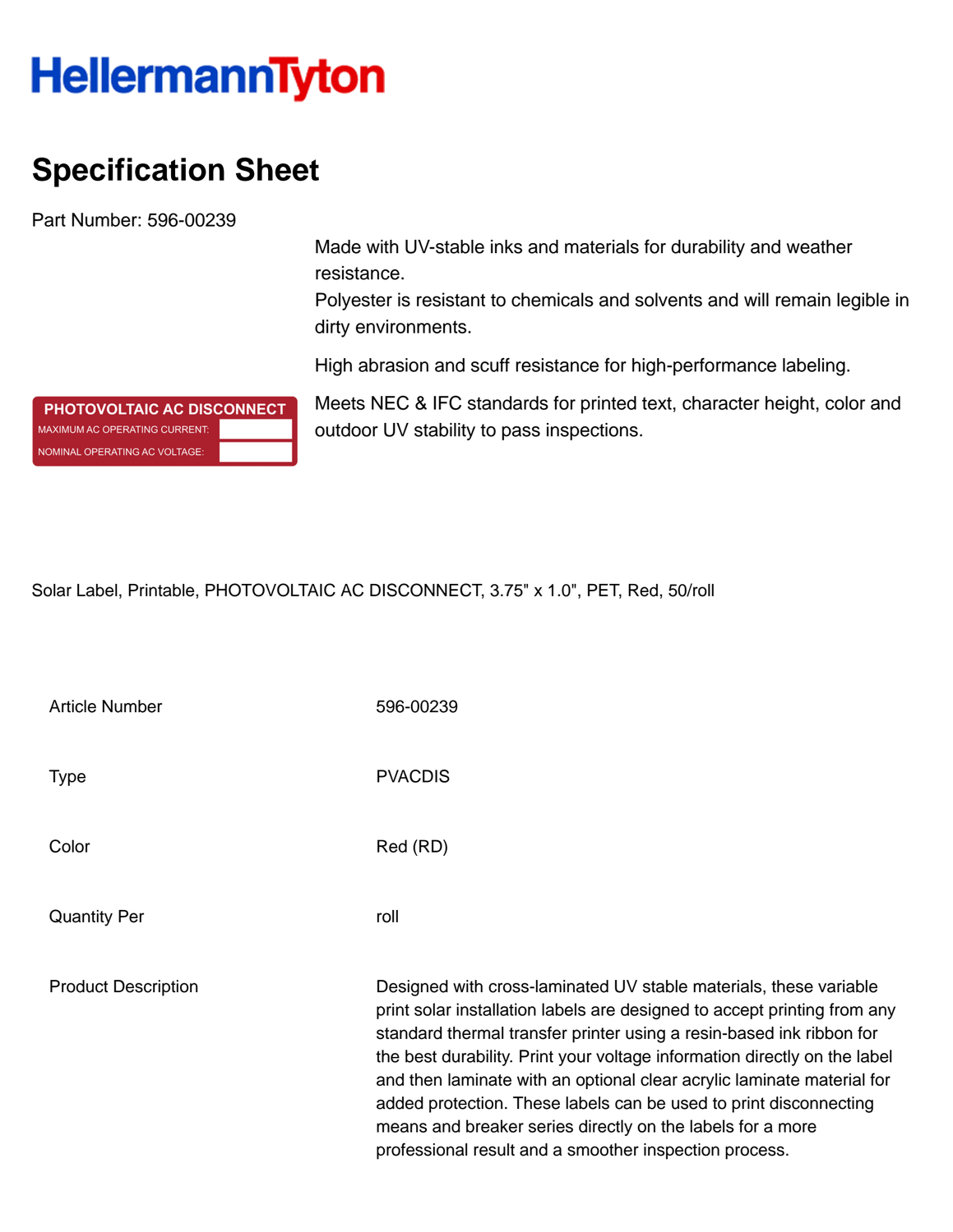HellermannTyton

# Specification Sheet

Part Number: 596-00239

Made with UV-stable inks and materials for durability and weather resistance.
Polyester is resistant to chemicals and solvents and will remain legible in dirty environments.

High abrasion and scuff resistance for high-performance labeling.

Meets NEC & IFC standards for printed text, character height, color and outdoor UV stability to pass inspections.

PHOTOVOLTAIC AC DISCONNECT
MAXIMUM AC OPERATING CURRENT:
NOMINAL OPERATING AC VOLTAGE:

Solar Label, Printable, PHOTOVOLTAIC AC DISCONNECT, 3.75" x 1.0", PET, Red, 50/roll

| | |
|---|---|
| Article Number | 596-00239 |
| Type | PVACDIS |
| Color | Red (RD) |
| Quantity Per | roll |
| Product Description | Designed with cross-laminated UV stable materials, these variable print solar installation labels are designed to accept printing from any standard thermal transfer printer using a resin-based ink ribbon for the best durability. Print your voltage information directly on the label and then laminate with an optional clear acrylic laminate material for added protection. These labels can be used to print disconnecting means and breaker series directly on the labels for a more professional result and a smoother inspection process. |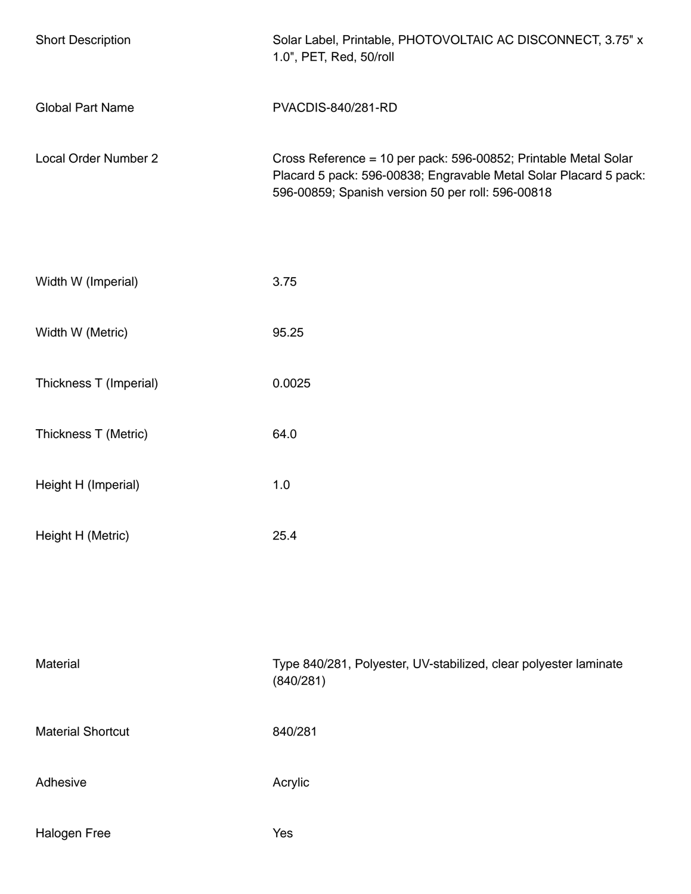| | |
|---|---|
| Short Description | Solar Label, Printable, PHOTOVOLTAIC AC DISCONNECT, 3.75" x 1.0", PET, Red, 50/roll |
| Global Part Name | PVACDIS-840/281-RD |
| Local Order Number 2 | Cross Reference = 10 per pack: 596-00852; Printable Metal Solar Placard 5 pack: 596-00838; Engravable Metal Solar Placard 5 pack: 596-00859; Spanish version 50 per roll: 596-00818 |

| | |
|---|---|
| Width W (Imperial) | 3.75 |
| Width W (Metric) | 95.25 |
| Thickness T (Imperial) | 0.0025 |
| Thickness T (Metric) | 64.0 |
| Height H (Imperial) | 1.0 |
| Height H (Metric) | 25.4 |

| | |
|---|---|
| Material | Type 840/281, Polyester, UV-stabilized, clear polyester laminate (840/281) |
| Material Shortcut | 840/281 |
| Adhesive | Acrylic |
| Halogen Free | Yes |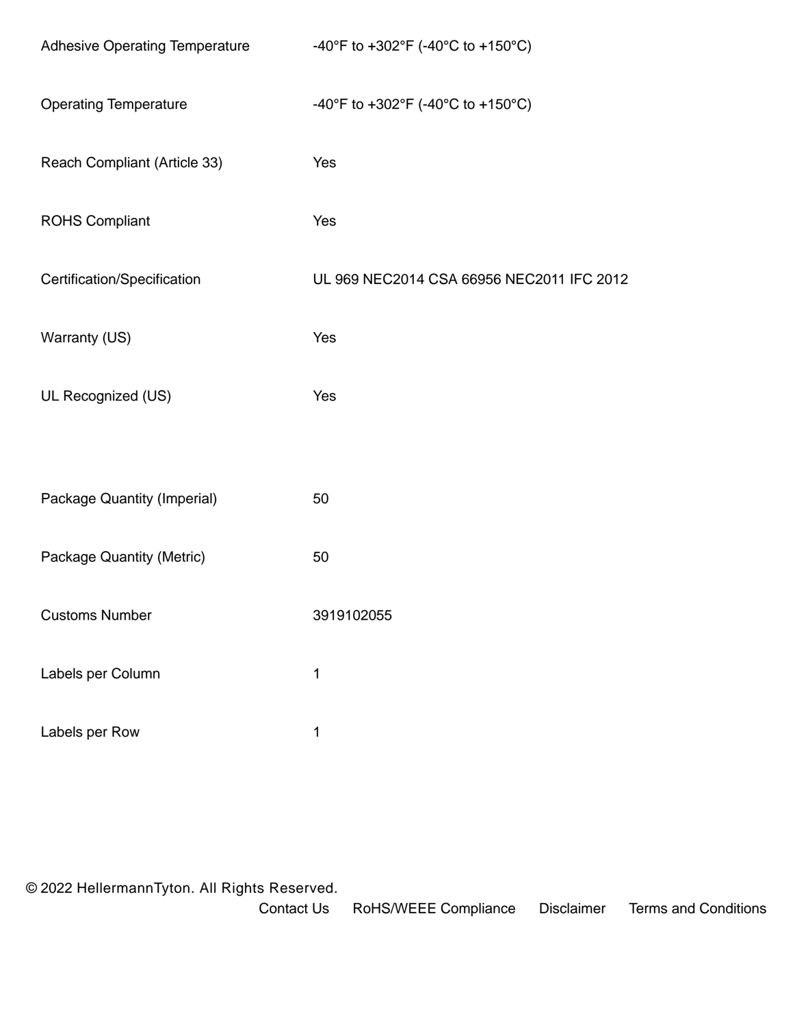| | |
|---|---|
| Adhesive Operating Temperature | -40°F to +302°F (-40°C to +150°C) |
| Operating Temperature | -40°F to +302°F (-40°C to +150°C) |
| Reach Compliant (Article 33) | Yes |
| ROHS Compliant | Yes |
| Certification/Specification | UL 969 NEC2014 CSA 66956 NEC2011 IFC 2012 |
| Warranty (US) | Yes |
| UL Recognized (US) | Yes |

| | |
|---|---|
| Package Quantity (Imperial) | 50 |
| Package Quantity (Metric) | 50 |
| Customs Number | 3919102055 |
| Labels per Column | 1 |
| Labels per Row | 1 |

© 2022 HellermannTyton. All Rights Reserved.

Contact Us RoHS/WEEE Compliance Disclaimer Terms and Conditions